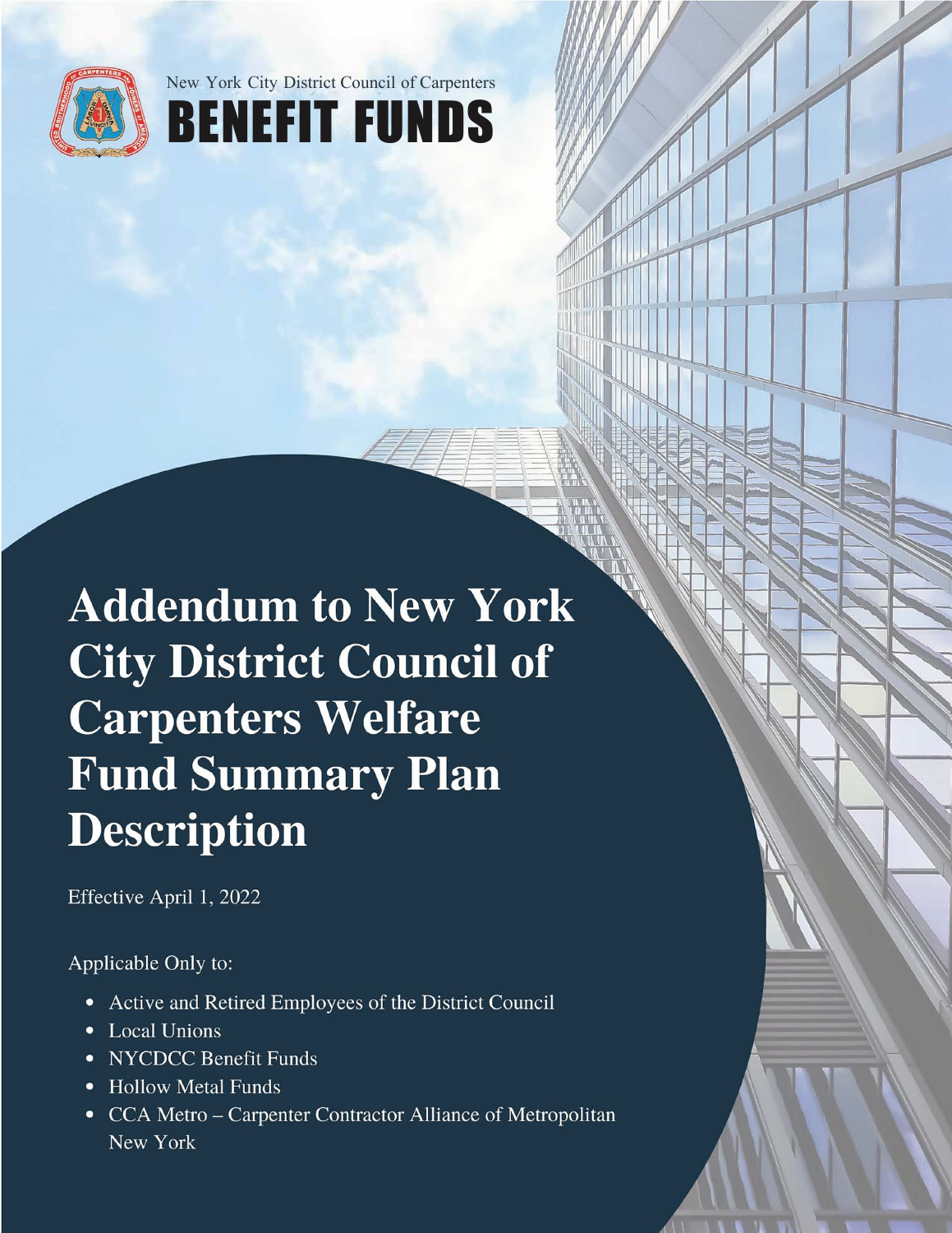New York City District Council of Carpenters

# BENEFIT FUNDS

# Addendum to New York City District Council of Carpenters Welfare Fund Summary Plan Description

Effective April 1, 2022

Applicable Only to:

- Active and Retired Employees of the District Council
- Local Unions
- NYCDCC Benefit Funds
- Hollow Metal Funds
- CCA Metro – Carpenter Contractor Alliance of Metropolitan New York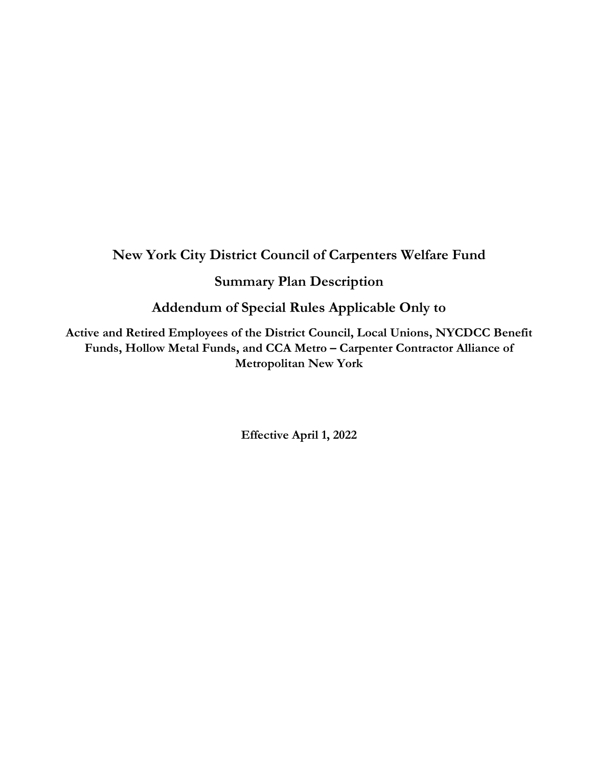# New York City District Council of Carpenters Welfare Fund

## Summary Plan Description

## Addendum of Special Rules Applicable Only to

**Active and Retired Employees of the District Council, Local Unions, NYCDCC Benefit Funds, Hollow Metal Funds, and CCA Metro – Carpenter Contractor Alliance of Metropolitan New York**

**Effective April 1, 2022**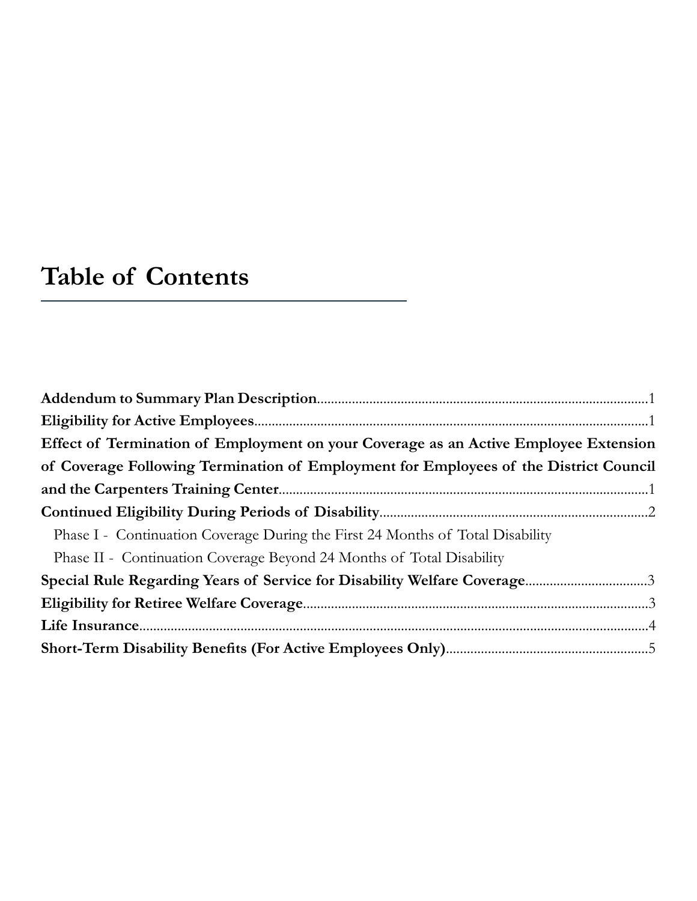# Table of Contents

**Addendum to Summary Plan Description**..............................................................................................1
**Eligibility for Active Employees**.............................................................................................................1
**Effect of Termination of Employment on your Coverage as an Active Employee Extension of Coverage Following Termination of Employment for Employees of the District Council and the Carpenters Training Center**.........................................................................................................1
**Continued Eligibility During Periods of Disability**............................................................................2
  Phase I - Continuation Coverage During the First 24 Months of Total Disability
  Phase II - Continuation Coverage Beyond 24 Months of Total Disability
**Special Rule Regarding Years of Service for Disability Welfare Coverage**..................................3
**Eligibility for Retiree Welfare Coverage**..................................................................................................3
**Life Insurance**................................................................................................................................................4
**Short-Term Disability Benefits (For Active Employees Only)**..........................................................5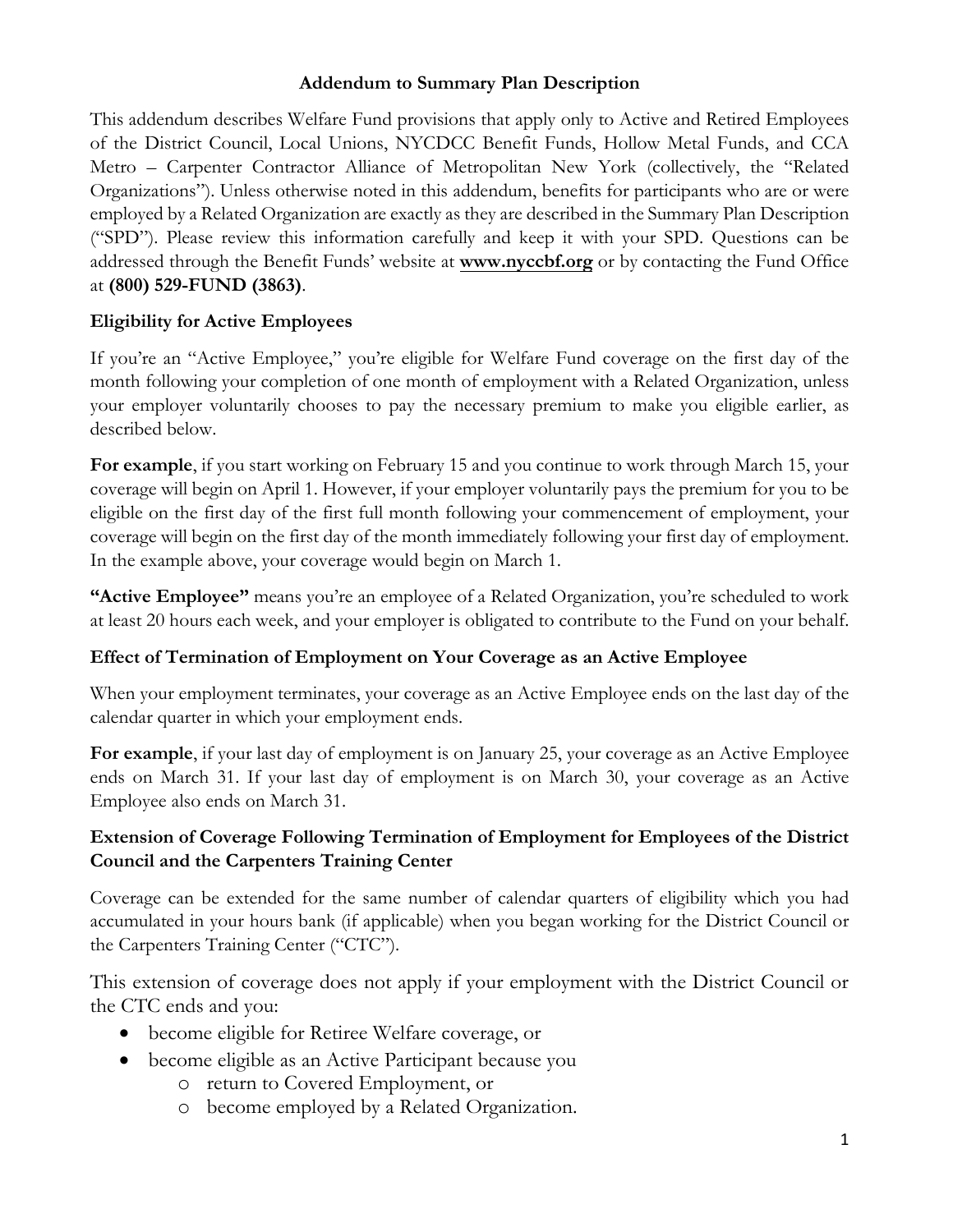# Addendum to Summary Plan Description

This addendum describes Welfare Fund provisions that apply only to Active and Retired Employees of the District Council, Local Unions, NYCDCC Benefit Funds, Hollow Metal Funds, and CCA Metro – Carpenter Contractor Alliance of Metropolitan New York (collectively, the "Related Organizations"). Unless otherwise noted in this addendum, benefits for participants who are or were employed by a Related Organization are exactly as they are described in the Summary Plan Description ("SPD"). Please review this information carefully and keep it with your SPD. Questions can be addressed through the Benefit Funds' website at **www.nyccbf.org** or by contacting the Fund Office at **(800) 529-FUND (3863)**.

## Eligibility for Active Employees

If you're an "Active Employee," you're eligible for Welfare Fund coverage on the first day of the month following your completion of one month of employment with a Related Organization, unless your employer voluntarily chooses to pay the necessary premium to make you eligible earlier, as described below.

**For example**, if you start working on February 15 and you continue to work through March 15, your coverage will begin on April 1. However, if your employer voluntarily pays the premium for you to be eligible on the first day of the first full month following your commencement of employment, your coverage will begin on the first day of the month immediately following your first day of employment. In the example above, your coverage would begin on March 1.

**"Active Employee"** means you're an employee of a Related Organization, you're scheduled to work at least 20 hours each week, and your employer is obligated to contribute to the Fund on your behalf.

## Effect of Termination of Employment on Your Coverage as an Active Employee

When your employment terminates, your coverage as an Active Employee ends on the last day of the calendar quarter in which your employment ends.

**For example**, if your last day of employment is on January 25, your coverage as an Active Employee ends on March 31. If your last day of employment is on March 30, your coverage as an Active Employee also ends on March 31.

## Extension of Coverage Following Termination of Employment for Employees of the District Council and the Carpenters Training Center

Coverage can be extended for the same number of calendar quarters of eligibility which you had accumulated in your hours bank (if applicable) when you began working for the District Council or the Carpenters Training Center ("CTC").

This extension of coverage does not apply if your employment with the District Council or the CTC ends and you:

- become eligible for Retiree Welfare coverage, or
- become eligible as an Active Participant because you
  - return to Covered Employment, or
  - become employed by a Related Organization.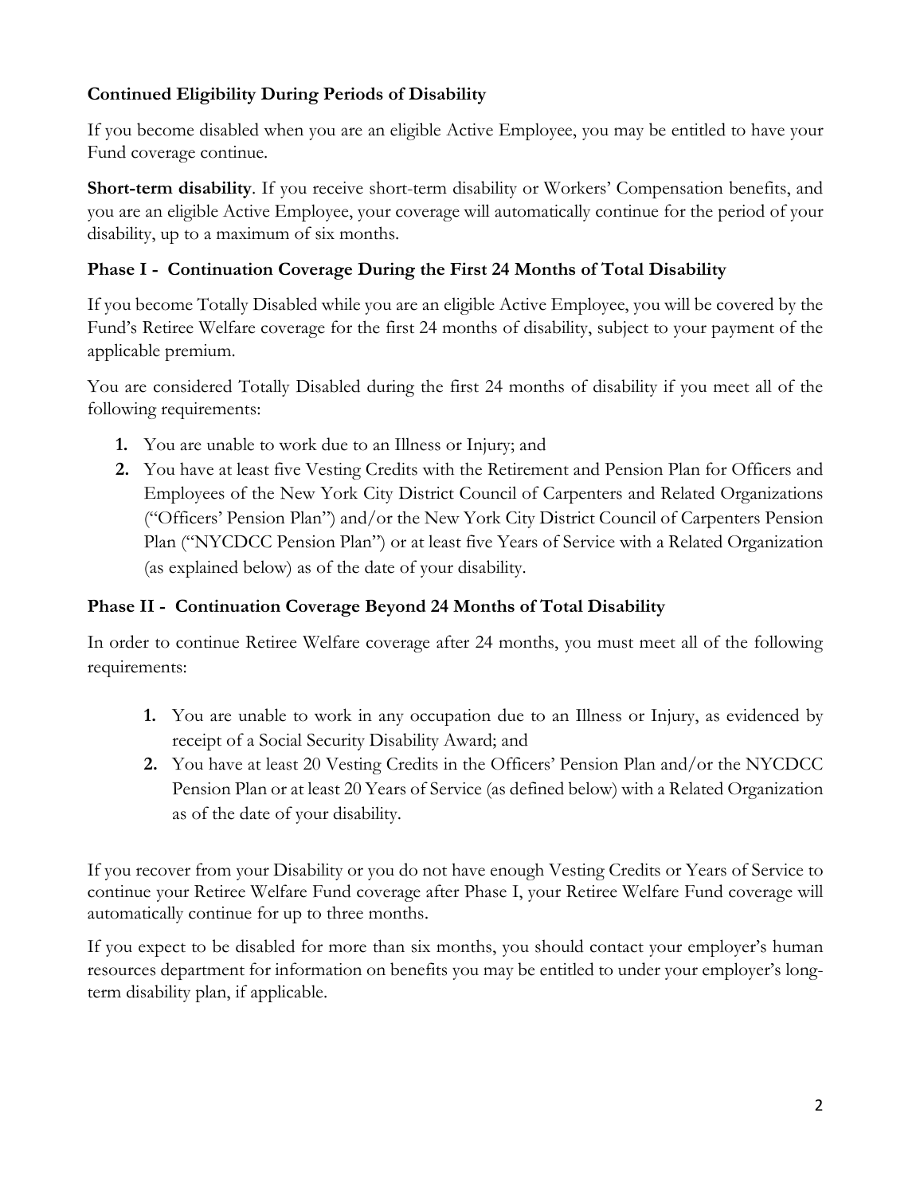### Continued Eligibility During Periods of Disability

If you become disabled when you are an eligible Active Employee, you may be entitled to have your Fund coverage continue.

**Short-term disability**. If you receive short-term disability or Workers' Compensation benefits, and you are an eligible Active Employee, your coverage will automatically continue for the period of your disability, up to a maximum of six months.

### Phase I - Continuation Coverage During the First 24 Months of Total Disability

If you become Totally Disabled while you are an eligible Active Employee, you will be covered by the Fund's Retiree Welfare coverage for the first 24 months of disability, subject to your payment of the applicable premium.

You are considered Totally Disabled during the first 24 months of disability if you meet all of the following requirements:

1. You are unable to work due to an Illness or Injury; and
2. You have at least five Vesting Credits with the Retirement and Pension Plan for Officers and Employees of the New York City District Council of Carpenters and Related Organizations ("Officers' Pension Plan") and/or the New York City District Council of Carpenters Pension Plan ("NYCDCC Pension Plan") or at least five Years of Service with a Related Organization (as explained below) as of the date of your disability.

### Phase II - Continuation Coverage Beyond 24 Months of Total Disability

In order to continue Retiree Welfare coverage after 24 months, you must meet all of the following requirements:

1. You are unable to work in any occupation due to an Illness or Injury, as evidenced by receipt of a Social Security Disability Award; and
2. You have at least 20 Vesting Credits in the Officers' Pension Plan and/or the NYCDCC Pension Plan or at least 20 Years of Service (as defined below) with a Related Organization as of the date of your disability.

If you recover from your Disability or you do not have enough Vesting Credits or Years of Service to continue your Retiree Welfare Fund coverage after Phase I, your Retiree Welfare Fund coverage will automatically continue for up to three months.

If you expect to be disabled for more than six months, you should contact your employer's human resources department for information on benefits you may be entitled to under your employer's long-term disability plan, if applicable.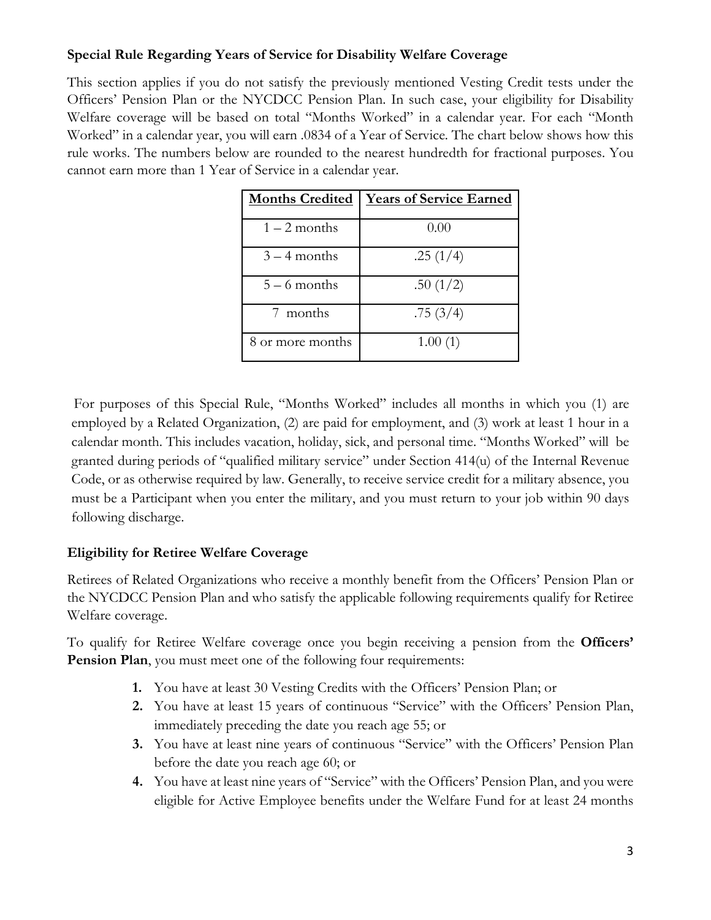### Special Rule Regarding Years of Service for Disability Welfare Coverage

This section applies if you do not satisfy the previously mentioned Vesting Credit tests under the Officers' Pension Plan or the NYCDCC Pension Plan. In such case, your eligibility for Disability Welfare coverage will be based on total "Months Worked" in a calendar year. For each "Month Worked" in a calendar year, you will earn .0834 of a Year of Service. The chart below shows how this rule works. The numbers below are rounded to the nearest hundredth for fractional purposes. You cannot earn more than 1 Year of Service in a calendar year.

| Months Credited | Years of Service Earned |
|---|---|
| 1 – 2 months | 0.00 |
| 3 – 4 months | .25 (1/4) |
| 5 – 6 months | .50 (1/2) |
| 7 months | .75 (3/4) |
| 8 or more months | 1.00 (1) |

For purposes of this Special Rule, "Months Worked" includes all months in which you (1) are employed by a Related Organization, (2) are paid for employment, and (3) work at least 1 hour in a calendar month. This includes vacation, holiday, sick, and personal time. "Months Worked" will be granted during periods of "qualified military service" under Section 414(u) of the Internal Revenue Code, or as otherwise required by law. Generally, to receive service credit for a military absence, you must be a Participant when you enter the military, and you must return to your job within 90 days following discharge.

### Eligibility for Retiree Welfare Coverage

Retirees of Related Organizations who receive a monthly benefit from the Officers' Pension Plan or the NYCDCC Pension Plan and who satisfy the applicable following requirements qualify for Retiree Welfare coverage.

To qualify for Retiree Welfare coverage once you begin receiving a pension from the **Officers' Pension Plan**, you must meet one of the following four requirements:

1. You have at least 30 Vesting Credits with the Officers' Pension Plan; or
2. You have at least 15 years of continuous "Service" with the Officers' Pension Plan, immediately preceding the date you reach age 55; or
3. You have at least nine years of continuous "Service" with the Officers' Pension Plan before the date you reach age 60; or
4. You have at least nine years of "Service" with the Officers' Pension Plan, and you were eligible for Active Employee benefits under the Welfare Fund for at least 24 months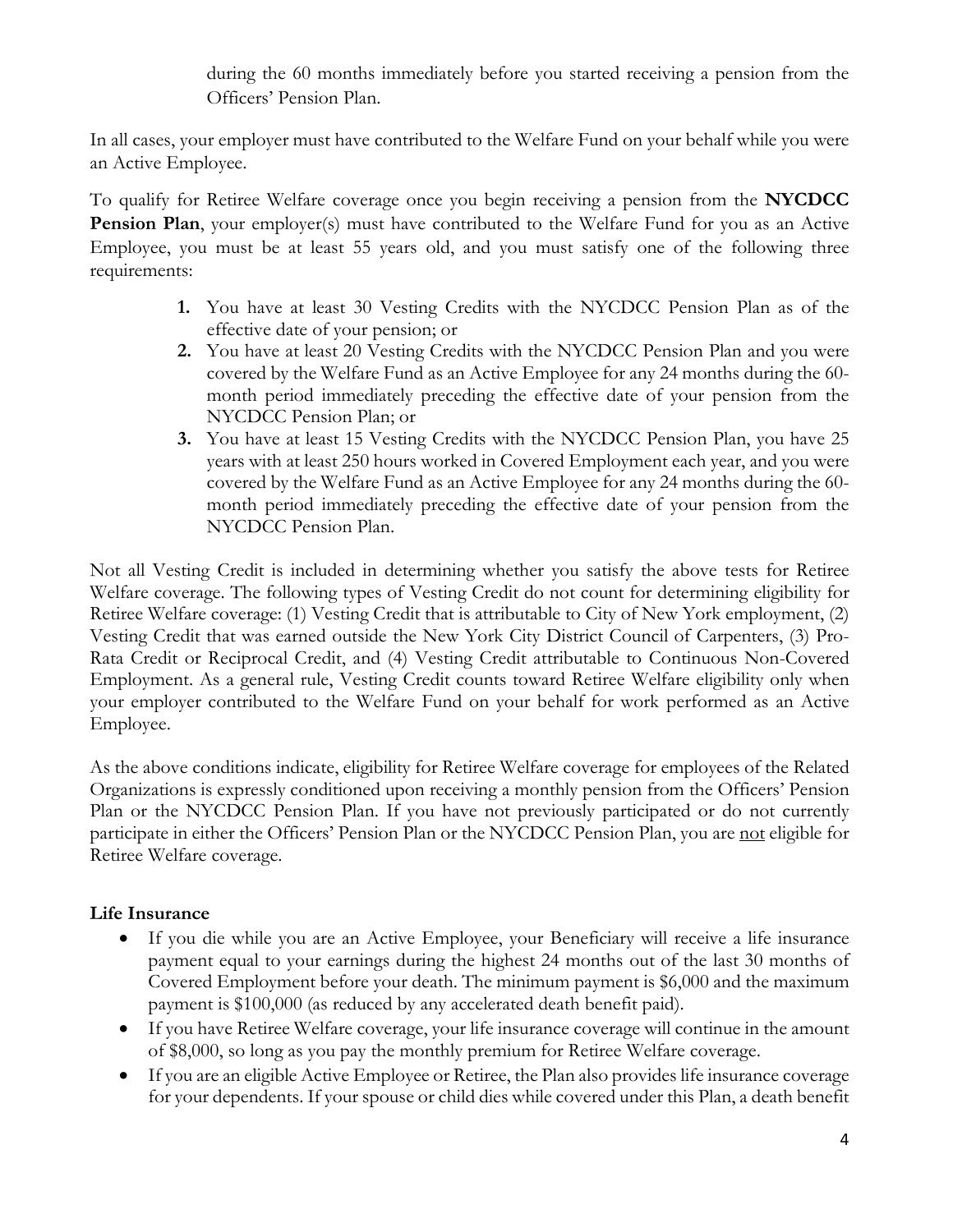during the 60 months immediately before you started receiving a pension from the Officers' Pension Plan.

In all cases, your employer must have contributed to the Welfare Fund on your behalf while you were an Active Employee.

To qualify for Retiree Welfare coverage once you begin receiving a pension from the **NYCDCC Pension Plan**, your employer(s) must have contributed to the Welfare Fund for you as an Active Employee, you must be at least 55 years old, and you must satisfy one of the following three requirements:

1. You have at least 30 Vesting Credits with the NYCDCC Pension Plan as of the effective date of your pension; or
2. You have at least 20 Vesting Credits with the NYCDCC Pension Plan and you were covered by the Welfare Fund as an Active Employee for any 24 months during the 60-month period immediately preceding the effective date of your pension from the NYCDCC Pension Plan; or
3. You have at least 15 Vesting Credits with the NYCDCC Pension Plan, you have 25 years with at least 250 hours worked in Covered Employment each year, and you were covered by the Welfare Fund as an Active Employee for any 24 months during the 60-month period immediately preceding the effective date of your pension from the NYCDCC Pension Plan.

Not all Vesting Credit is included in determining whether you satisfy the above tests for Retiree Welfare coverage. The following types of Vesting Credit do not count for determining eligibility for Retiree Welfare coverage: (1) Vesting Credit that is attributable to City of New York employment, (2) Vesting Credit that was earned outside the New York City District Council of Carpenters, (3) Pro-Rata Credit or Reciprocal Credit, and (4) Vesting Credit attributable to Continuous Non-Covered Employment. As a general rule, Vesting Credit counts toward Retiree Welfare eligibility only when your employer contributed to the Welfare Fund on your behalf for work performed as an Active Employee.

As the above conditions indicate, eligibility for Retiree Welfare coverage for employees of the Related Organizations is expressly conditioned upon receiving a monthly pension from the Officers' Pension Plan or the NYCDCC Pension Plan. If you have not previously participated or do not currently participate in either the Officers' Pension Plan or the NYCDCC Pension Plan, you are <u>not</u> eligible for Retiree Welfare coverage.

**Life Insurance**

- If you die while you are an Active Employee, your Beneficiary will receive a life insurance payment equal to your earnings during the highest 24 months out of the last 30 months of Covered Employment before your death. The minimum payment is $6,000 and the maximum payment is $100,000 (as reduced by any accelerated death benefit paid).
- If you have Retiree Welfare coverage, your life insurance coverage will continue in the amount of $8,000, so long as you pay the monthly premium for Retiree Welfare coverage.
- If you are an eligible Active Employee or Retiree, the Plan also provides life insurance coverage for your dependents. If your spouse or child dies while covered under this Plan, a death benefit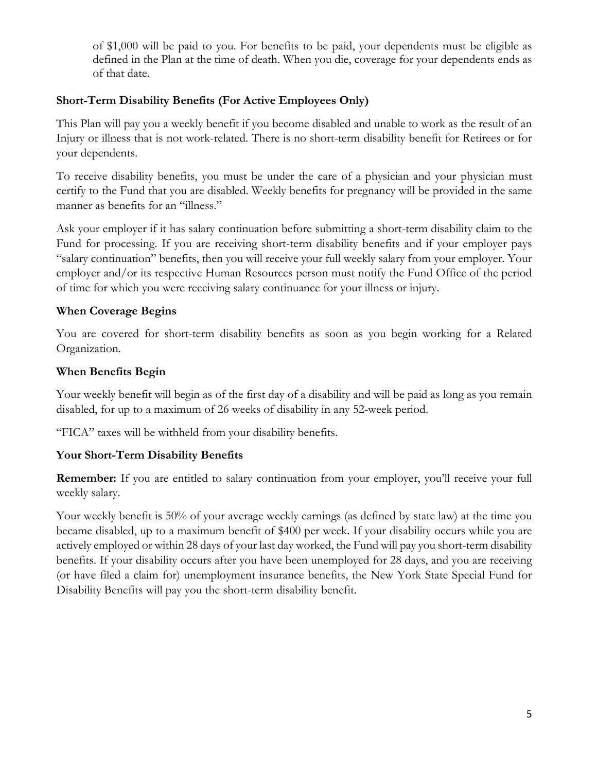of $1,000 will be paid to you. For benefits to be paid, your dependents must be eligible as defined in the Plan at the time of death. When you die, coverage for your dependents ends as of that date.

### Short-Term Disability Benefits (For Active Employees Only)

This Plan will pay you a weekly benefit if you become disabled and unable to work as the result of an Injury or illness that is not work-related. There is no short-term disability benefit for Retirees or for your dependents.

To receive disability benefits, you must be under the care of a physician and your physician must certify to the Fund that you are disabled. Weekly benefits for pregnancy will be provided in the same manner as benefits for an "illness."

Ask your employer if it has salary continuation before submitting a short-term disability claim to the Fund for processing. If you are receiving short-term disability benefits and if your employer pays "salary continuation" benefits, then you will receive your full weekly salary from your employer. Your employer and/or its respective Human Resources person must notify the Fund Office of the period of time for which you were receiving salary continuance for your illness or injury.

### When Coverage Begins

You are covered for short-term disability benefits as soon as you begin working for a Related Organization.

### When Benefits Begin

Your weekly benefit will begin as of the first day of a disability and will be paid as long as you remain disabled, for up to a maximum of 26 weeks of disability in any 52-week period.

"FICA" taxes will be withheld from your disability benefits.

### Your Short-Term Disability Benefits

**Remember:** If you are entitled to salary continuation from your employer, you'll receive your full weekly salary.

Your weekly benefit is 50% of your average weekly earnings (as defined by state law) at the time you became disabled, up to a maximum benefit of $400 per week. If your disability occurs while you are actively employed or within 28 days of your last day worked, the Fund will pay you short-term disability benefits. If your disability occurs after you have been unemployed for 28 days, and you are receiving (or have filed a claim for) unemployment insurance benefits, the New York State Special Fund for Disability Benefits will pay you the short-term disability benefit.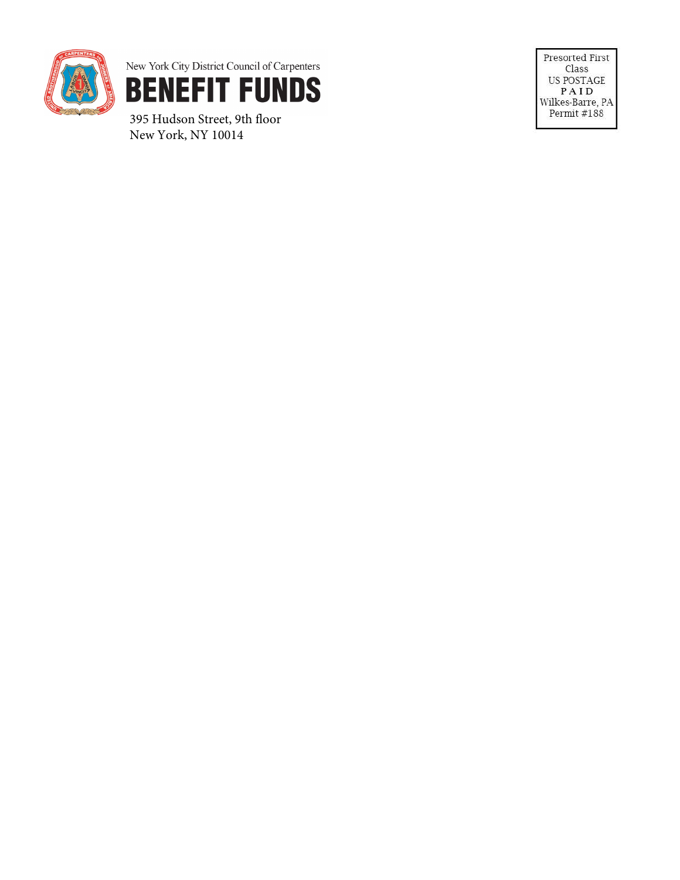New York City District Council of Carpenters

**BENEFIT FUNDS**

395 Hudson Street, 9th floor
New York, NY 10014

Presorted First Class
US POSTAGE
**PAID**
Wilkes-Barre, PA
Permit #188